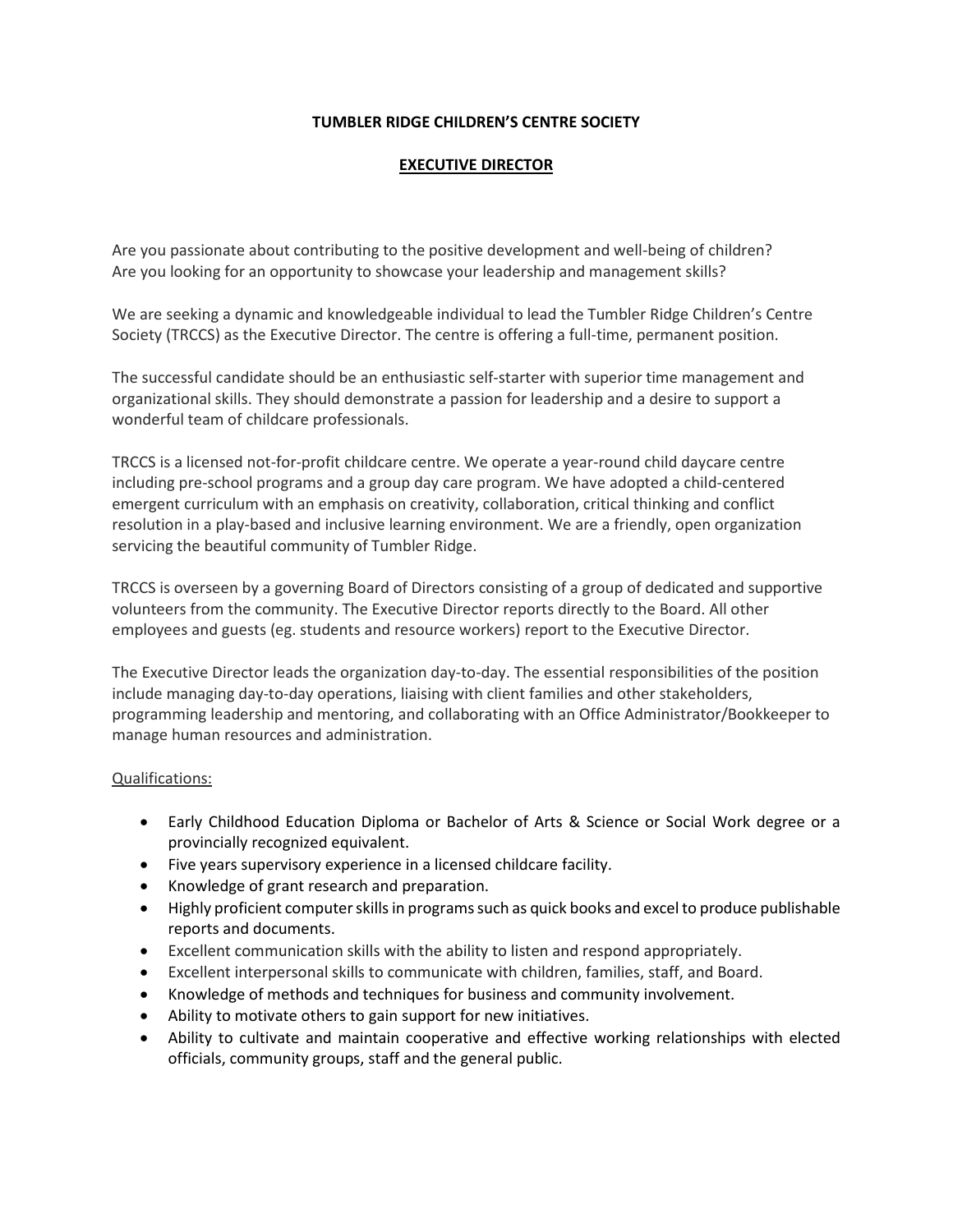# TUMBLER RIDGE CHILDREN'S CENTRE SOCIETY

## EXECUTIVE DIRECTOR

Are you passionate about contributing to the positive development and well-being of children? Are you looking for an opportunity to showcase your leadership and management skills?

We are seeking a dynamic and knowledgeable individual to lead the Tumbler Ridge Children's Centre Society (TRCCS) as the Executive Director. The centre is offering a full-time, permanent position.

The successful candidate should be an enthusiastic self-starter with superior time management and organizational skills. They should demonstrate a passion for leadership and a desire to support a wonderful team of childcare professionals.

TRCCS is a licensed not-for-profit childcare centre. We operate a year-round child daycare centre including pre-school programs and a group day care program. We have adopted a child-centered emergent curriculum with an emphasis on creativity, collaboration, critical thinking and conflict resolution in a play-based and inclusive learning environment. We are a friendly, open organization servicing the beautiful community of Tumbler Ridge.

TRCCS is overseen by a governing Board of Directors consisting of a group of dedicated and supportive volunteers from the community. The Executive Director reports directly to the Board. All other employees and guests (eg. students and resource workers) report to the Executive Director.

The Executive Director leads the organization day-to-day. The essential responsibilities of the position include managing day-to-day operations, liaising with client families and other stakeholders, programming leadership and mentoring, and collaborating with an Office Administrator/Bookkeeper to manage human resources and administration.

Qualifications:

- Early Childhood Education Diploma or Bachelor of Arts & Science or Social Work degree or a provincially recognized equivalent.
- Five years supervisory experience in a licensed childcare facility.
- Knowledge of grant research and preparation.
- Highly proficient computer skills in programs such as quick books and excel to produce publishable reports and documents.
- Excellent communication skills with the ability to listen and respond appropriately.
- Excellent interpersonal skills to communicate with children, families, staff, and Board.
- Knowledge of methods and techniques for business and community involvement.
- Ability to motivate others to gain support for new initiatives.
- Ability to cultivate and maintain cooperative and effective working relationships with elected officials, community groups, staff and the general public.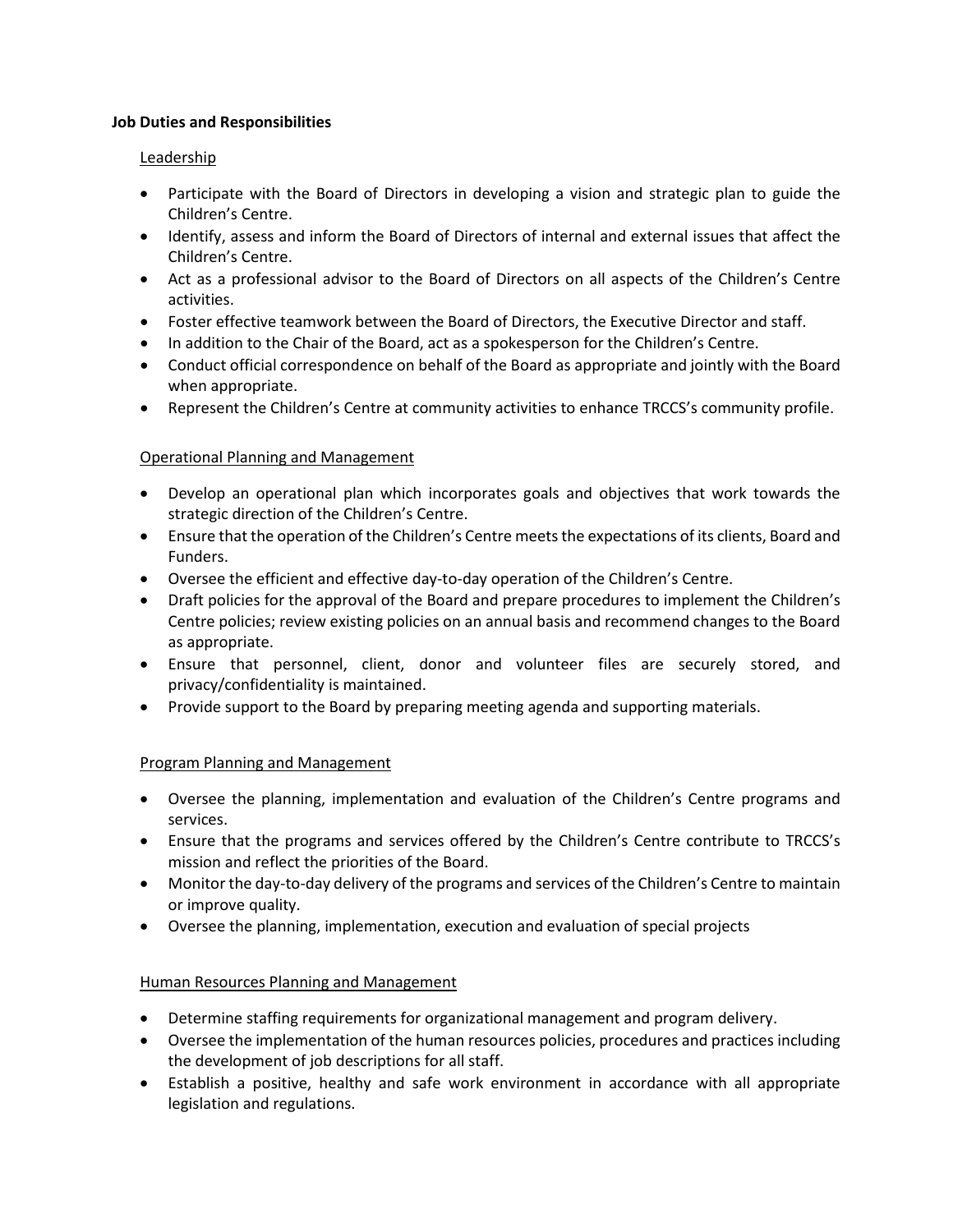**Job Duties and Responsibilities**

Leadership

- Participate with the Board of Directors in developing a vision and strategic plan to guide the Children's Centre.
- Identify, assess and inform the Board of Directors of internal and external issues that affect the Children's Centre.
- Act as a professional advisor to the Board of Directors on all aspects of the Children's Centre activities.
- Foster effective teamwork between the Board of Directors, the Executive Director and staff.
- In addition to the Chair of the Board, act as a spokesperson for the Children's Centre.
- Conduct official correspondence on behalf of the Board as appropriate and jointly with the Board when appropriate.
- Represent the Children's Centre at community activities to enhance TRCCS's community profile.

Operational Planning and Management

- Develop an operational plan which incorporates goals and objectives that work towards the strategic direction of the Children's Centre.
- Ensure that the operation of the Children's Centre meets the expectations of its clients, Board and Funders.
- Oversee the efficient and effective day-to-day operation of the Children's Centre.
- Draft policies for the approval of the Board and prepare procedures to implement the Children's Centre policies; review existing policies on an annual basis and recommend changes to the Board as appropriate.
- Ensure that personnel, client, donor and volunteer files are securely stored, and privacy/confidentiality is maintained.
- Provide support to the Board by preparing meeting agenda and supporting materials.

Program Planning and Management

- Oversee the planning, implementation and evaluation of the Children's Centre programs and services.
- Ensure that the programs and services offered by the Children's Centre contribute to TRCCS's mission and reflect the priorities of the Board.
- Monitor the day-to-day delivery of the programs and services of the Children's Centre to maintain or improve quality.
- Oversee the planning, implementation, execution and evaluation of special projects

Human Resources Planning and Management

- Determine staffing requirements for organizational management and program delivery.
- Oversee the implementation of the human resources policies, procedures and practices including the development of job descriptions for all staff.
- Establish a positive, healthy and safe work environment in accordance with all appropriate legislation and regulations.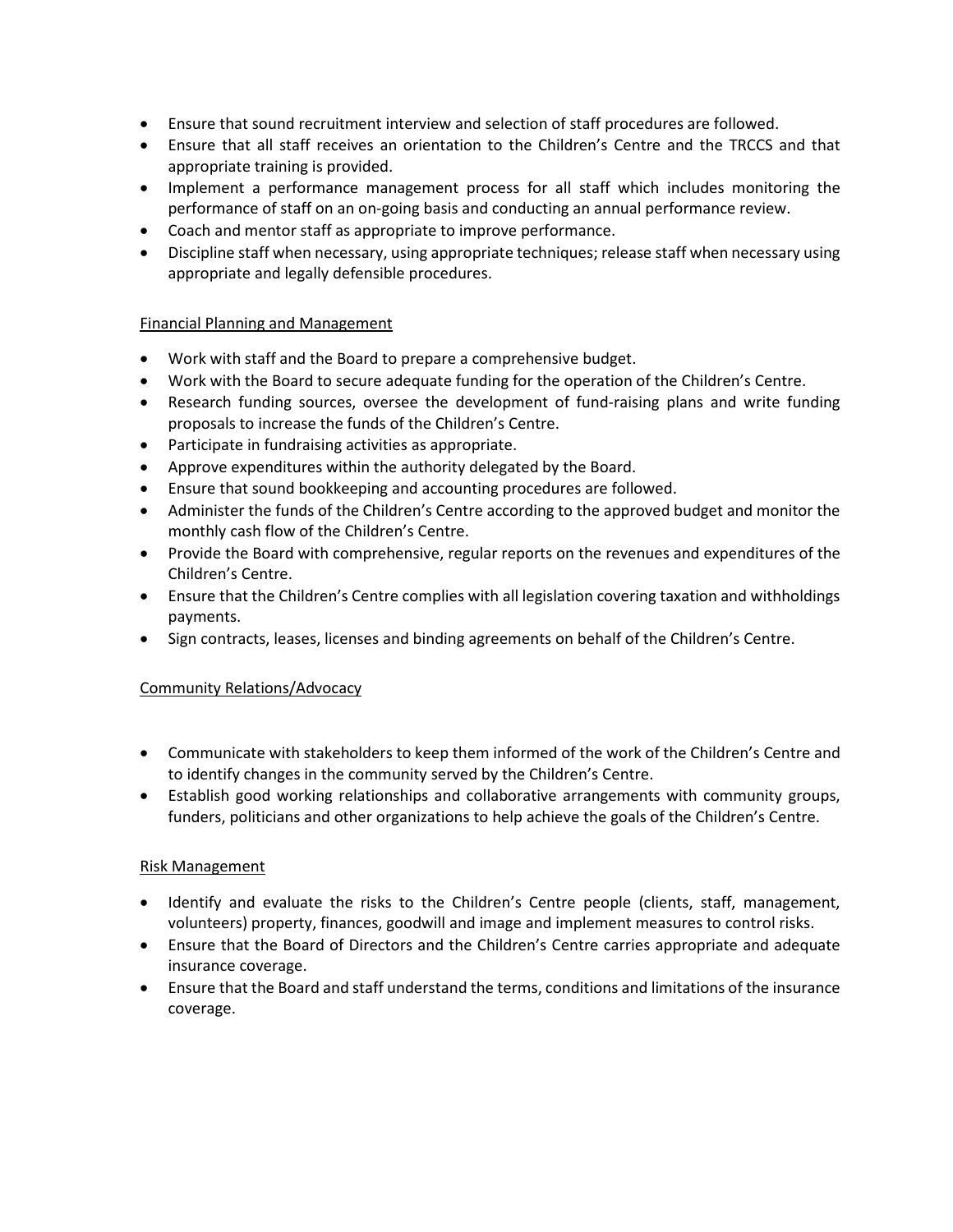- Ensure that sound recruitment interview and selection of staff procedures are followed.
- Ensure that all staff receives an orientation to the Children's Centre and the TRCCS and that appropriate training is provided.
- Implement a performance management process for all staff which includes monitoring the performance of staff on an on-going basis and conducting an annual performance review.
- Coach and mentor staff as appropriate to improve performance.
- Discipline staff when necessary, using appropriate techniques; release staff when necessary using appropriate and legally defensible procedures.

<u>Financial Planning and Management</u>

- Work with staff and the Board to prepare a comprehensive budget.
- Work with the Board to secure adequate funding for the operation of the Children's Centre.
- Research funding sources, oversee the development of fund-raising plans and write funding proposals to increase the funds of the Children's Centre.
- Participate in fundraising activities as appropriate.
- Approve expenditures within the authority delegated by the Board.
- Ensure that sound bookkeeping and accounting procedures are followed.
- Administer the funds of the Children's Centre according to the approved budget and monitor the monthly cash flow of the Children's Centre.
- Provide the Board with comprehensive, regular reports on the revenues and expenditures of the Children's Centre.
- Ensure that the Children's Centre complies with all legislation covering taxation and withholdings payments.
- Sign contracts, leases, licenses and binding agreements on behalf of the Children's Centre.

<u>Community Relations/Advocacy</u>

- Communicate with stakeholders to keep them informed of the work of the Children's Centre and to identify changes in the community served by the Children's Centre.
- Establish good working relationships and collaborative arrangements with community groups, funders, politicians and other organizations to help achieve the goals of the Children's Centre.

<u>Risk Management</u>

- Identify and evaluate the risks to the Children's Centre people (clients, staff, management, volunteers) property, finances, goodwill and image and implement measures to control risks.
- Ensure that the Board of Directors and the Children's Centre carries appropriate and adequate insurance coverage.
- Ensure that the Board and staff understand the terms, conditions and limitations of the insurance coverage.